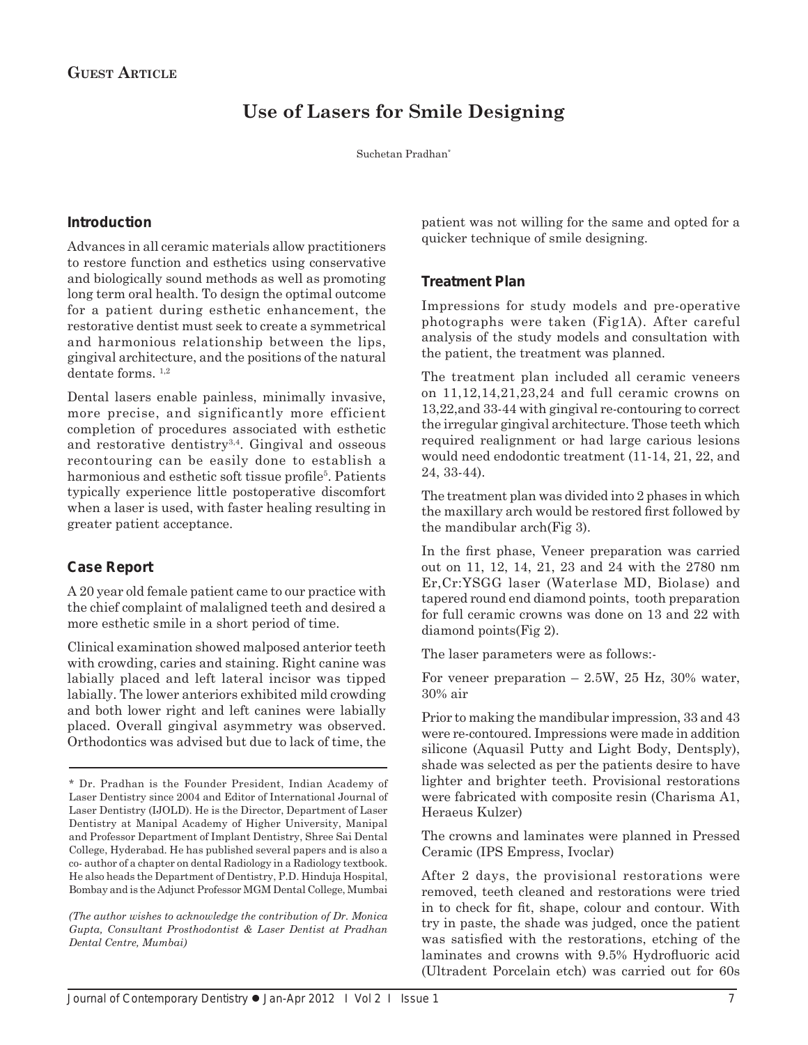**Guest Article**

# Use of Lasers for Smile Designing

Suchetan Pradhan*

## Introduction

Advances in all ceramic materials allow practitioners to restore function and esthetics using conservative and biologically sound methods as well as promoting long term oral health. To design the optimal outcome for a patient during esthetic enhancement, the restorative dentist must seek to create a symmetrical and harmonious relationship between the lips, gingival architecture, and the positions of the natural dentate forms. [1,2]

Dental lasers enable painless, minimally invasive, more precise, and significantly more efficient completion of procedures associated with esthetic and restorative dentistry[3,4]. Gingival and osseous recontouring can be easily done to establish a harmonious and esthetic soft tissue profile[5]. Patients typically experience little postoperative discomfort when a laser is used, with faster healing resulting in greater patient acceptance.

## Case Report

A 20 year old female patient came to our practice with the chief complaint of malaligned teeth and desired a more esthetic smile in a short period of time.

Clinical examination showed malposed anterior teeth with crowding, caries and staining. Right canine was labially placed and left lateral incisor was tipped labially. The lower anteriors exhibited mild crowding and both lower right and left canines were labially placed. Overall gingival asymmetry was observed. Orthodontics was advised but due to lack of time, the patient was not willing for the same and opted for a quicker technique of smile designing.

## Treatment Plan

Impressions for study models and pre-operative photographs were taken (Fig1A). After careful analysis of the study models and consultation with the patient, the treatment was planned.

The treatment plan included all ceramic veneers on 11,12,14,21,23,24 and full ceramic crowns on 13,22,and 33-44 with gingival re-contouring to correct the irregular gingival architecture. Those teeth which required realignment or had large carious lesions would need endodontic treatment (11-14, 21, 22, and 24, 33-44).

The treatment plan was divided into 2 phases in which the maxillary arch would be restored first followed by the mandibular arch(Fig 3).

In the first phase, Veneer preparation was carried out on 11, 12, 14, 21, 23 and 24 with the 2780 nm Er,Cr:YSGG laser (Waterlase MD, Biolase) and tapered round end diamond points, tooth preparation for full ceramic crowns was done on 13 and 22 with diamond points(Fig 2).

The laser parameters were as follows:-

For veneer preparation – 2.5W, 25 Hz, 30% water, 30% air

Prior to making the mandibular impression, 33 and 43 were re-contoured. Impressions were made in addition silicone (Aquasil Putty and Light Body, Dentsply), shade was selected as per the patients desire to have lighter and brighter teeth. Provisional restorations were fabricated with composite resin (Charisma A1, Heraeus Kulzer)

The crowns and laminates were planned in Pressed Ceramic (IPS Empress, Ivoclar)

After 2 days, the provisional restorations were removed, teeth cleaned and restorations were tried in to check for fit, shape, colour and contour. With try in paste, the shade was judged, once the patient was satisfied with the restorations, etching of the laminates and crowns with 9.5% Hydrofluoric acid (Ultradent Porcelain etch) was carried out for 60s

---

\* Dr. Pradhan is the Founder President, Indian Academy of Laser Dentistry since 2004 and Editor of International Journal of Laser Dentistry (IJOLD). He is the Director, Department of Laser Dentistry at Manipal Academy of Higher University, Manipal and Professor Department of Implant Dentistry, Shree Sai Dental College, Hyderabad. He has published several papers and is also a co- author of a chapter on dental Radiology in a Radiology textbook. He also heads the Department of Dentistry, P.D. Hinduja Hospital, Bombay and is the Adjunct Professor MGM Dental College, Mumbai

*(The author wishes to acknowledge the contribution of Dr. Monica Gupta, Consultant Prosthodontist & Laser Dentist at Pradhan Dental Centre, Mumbai)*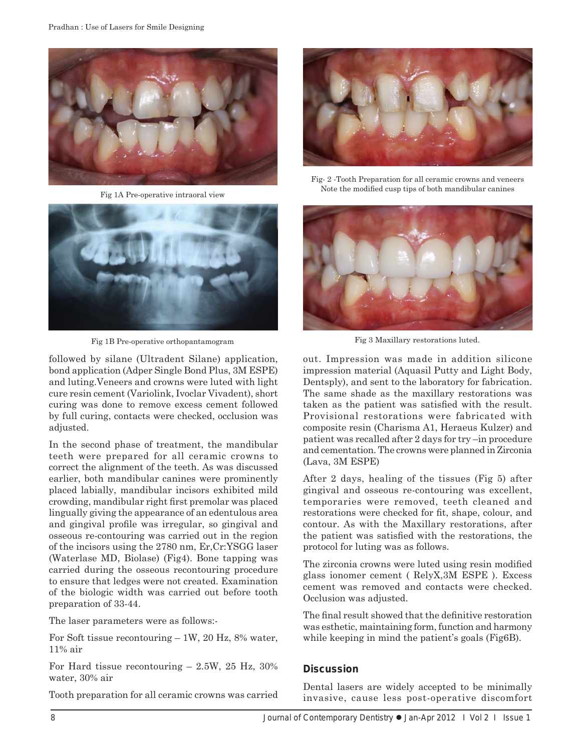Fig 1A Pre-operative intraoral view

Fig 1B Pre-operative orthopantamogram

Fig- 2 -Tooth Preparation for all ceramic crowns and veneers Note the modified cusp tips of both mandibular canines

Fig 3 Maxillary restorations luted.

followed by silane (Ultradent Silane) application, bond application (Adper Single Bond Plus, 3M ESPE) and luting.Veneers and crowns were luted with light cure resin cement (Variolink, Ivoclar Vivadent), short curing was done to remove excess cement followed by full curing, contacts were checked, occlusion was adjusted.

In the second phase of treatment, the mandibular teeth were prepared for all ceramic crowns to correct the alignment of the teeth. As was discussed earlier, both mandibular canines were prominently placed labially, mandibular incisors exhibited mild crowding, mandibular right first premolar was placed lingually giving the appearance of an edentulous area and gingival profile was irregular, so gingival and osseous re-contouring was carried out in the region of the incisors using the 2780 nm, Er,Cr:YSGG laser (Waterlase MD, Biolase) (Fig4). Bone tapping was carried during the osseous recontouring procedure to ensure that ledges were not created. Examination of the biologic width was carried out before tooth preparation of 33-44.

The laser parameters were as follows:-

For Soft tissue recontouring – 1W, 20 Hz, 8% water, 11% air

For Hard tissue recontouring – 2.5W, 25 Hz, 30% water, 30% air

Tooth preparation for all ceramic crowns was carried out. Impression was made in addition silicone impression material (Aquasil Putty and Light Body, Dentsply), and sent to the laboratory for fabrication. The same shade as the maxillary restorations was taken as the patient was satisfied with the result. Provisional restorations were fabricated with composite resin (Charisma A1, Heraeus Kulzer) and patient was recalled after 2 days for try –in procedure and cementation. The crowns were planned in Zirconia (Lava, 3M ESPE)

After 2 days, healing of the tissues (Fig 5) after gingival and osseous re-contouring was excellent, temporaries were removed, teeth cleaned and restorations were checked for fit, shape, colour, and contour. As with the Maxillary restorations, after the patient was satisfied with the restorations, the protocol for luting was as follows.

The zirconia crowns were luted using resin modified glass ionomer cement ( RelyX,3M ESPE ). Excess cement was removed and contacts were checked. Occlusion was adjusted.

The final result showed that the definitive restoration was esthetic, maintaining form, function and harmony while keeping in mind the patient's goals (Fig6B).

## Discussion

Dental lasers are widely accepted to be minimally invasive, cause less post-operative discomfort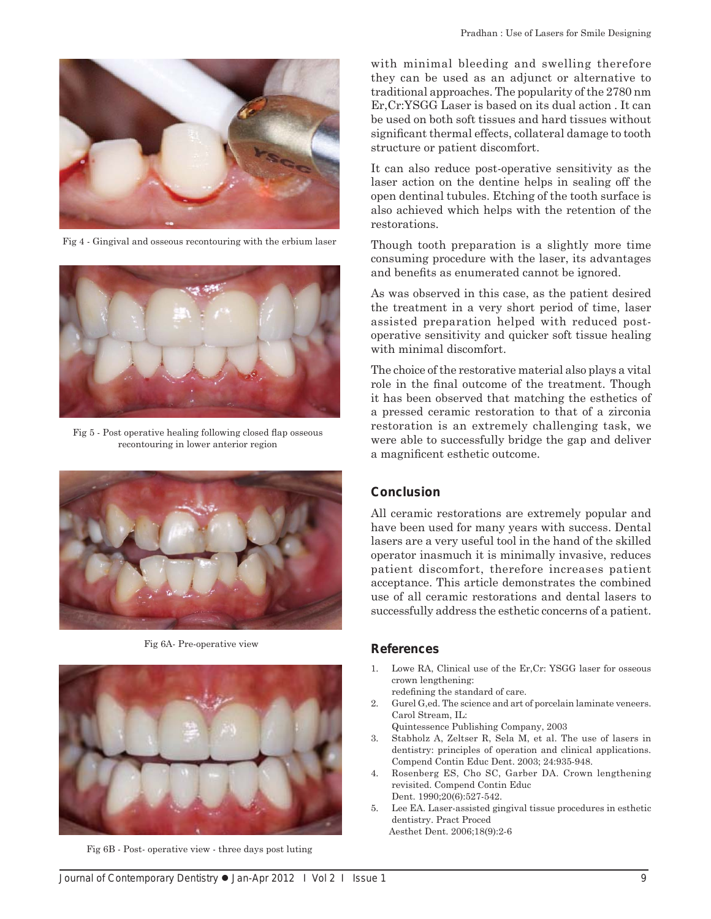Fig 4 - Gingival and osseous recontouring with the erbium laser

Fig 5 - Post operative healing following closed flap osseous recontouring in lower anterior region

Fig 6A- Pre-operative view

Fig 6B - Post- operative view - three days post luting

with minimal bleeding and swelling therefore they can be used as an adjunct or alternative to traditional approaches. The popularity of the 2780 nm Er,Cr:YSGG Laser is based on its dual action . It can be used on both soft tissues and hard tissues without significant thermal effects, collateral damage to tooth structure or patient discomfort.

It can also reduce post-operative sensitivity as the laser action on the dentine helps in sealing off the open dentinal tubules. Etching of the tooth surface is also achieved which helps with the retention of the restorations.

Though tooth preparation is a slightly more time consuming procedure with the laser, its advantages and benefits as enumerated cannot be ignored.

As was observed in this case, as the patient desired the treatment in a very short period of time, laser assisted preparation helped with reduced post-operative sensitivity and quicker soft tissue healing with minimal discomfort.

The choice of the restorative material also plays a vital role in the final outcome of the treatment. Though it has been observed that matching the esthetics of a pressed ceramic restoration to that of a zirconia restoration is an extremely challenging task, we were able to successfully bridge the gap and deliver a magnificent esthetic outcome.

## Conclusion

All ceramic restorations are extremely popular and have been used for many years with success. Dental lasers are a very useful tool in the hand of the skilled operator inasmuch it is minimally invasive, reduces patient discomfort, therefore increases patient acceptance. This article demonstrates the combined use of all ceramic restorations and dental lasers to successfully address the esthetic concerns of a patient.

## References

1. Lowe RA, Clinical use of the Er,Cr: YSGG laser for osseous crown lengthening: redefining the standard of care.
2. Gurel G,ed. The science and art of porcelain laminate veneers. Carol Stream, IL: Quintessence Publishing Company, 2003
3. Stabholz A, Zeltser R, Sela M, et al. The use of lasers in dentistry: principles of operation and clinical applications. Compend Contin Educ Dent. 2003; 24:935-948.
4. Rosenberg ES, Cho SC, Garber DA. Crown lengthening revisited. Compend Contin Educ Dent. 1990;20(6):527-542.
5. Lee EA. Laser-assisted gingival tissue procedures in esthetic dentistry. Pract Proced Aesthet Dent. 2006;18(9):2-6